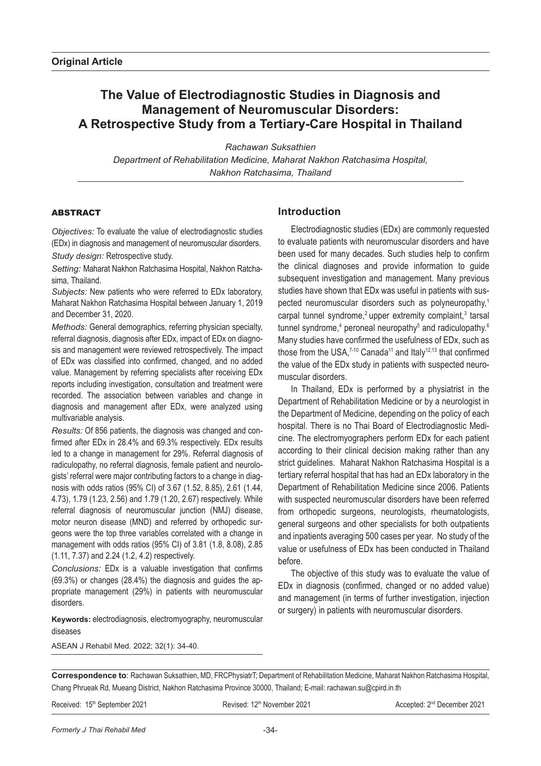**Original Article**

# The Value of Electrodiagnostic Studies in Diagnosis and Management of Neuromuscular Disorders: A Retrospective Study from a Tertiary-Care Hospital in Thailand

*Rachawan Suksathien*

*Department of Rehabilitation Medicine, Maharat Nakhon Ratchasima Hospital, Nakhon Ratchasima, Thailand*

## ABSTRACT

*Objectives:* To evaluate the value of electrodiagnostic studies (EDx) in diagnosis and management of neuromuscular disorders.

*Study design:* Retrospective study.

*Setting:* Maharat Nakhon Ratchasima Hospital, Nakhon Ratchasima, Thailand.

*Subjects:* New patients who were referred to EDx laboratory, Maharat Nakhon Ratchasima Hospital between January 1, 2019 and December 31, 2020.

*Methods:* General demographics, referring physician specialty, referral diagnosis, diagnosis after EDx, impact of EDx on diagnosis and management were reviewed retrospectively. The impact of EDx was classified into confirmed, changed, and no added value. Management by referring specialists after receiving EDx reports including investigation, consultation and treatment were recorded. The association between variables and change in diagnosis and management after EDx, were analyzed using multivariable analysis.

*Results:* Of 856 patients, the diagnosis was changed and confirmed after EDx in 28.4% and 69.3% respectively. EDx results led to a change in management for 29%. Referral diagnosis of radiculopathy, no referral diagnosis, female patient and neurologists' referral were major contributing factors to a change in diagnosis with odds ratios (95% CI) of 3.67 (1.52, 8.85), 2.61 (1.44, 4.73), 1.79 (1.23, 2.56) and 1.79 (1.20, 2.67) respectively. While referral diagnosis of neuromuscular junction (NMJ) disease, motor neuron disease (MND) and referred by orthopedic surgeons were the top three variables correlated with a change in management with odds ratios (95% CI) of 3.81 (1.8, 8.08), 2.85 (1.11, 7.37) and 2.24 (1.2, 4.2) respectively.

*Conclusions:* EDx is a valuable investigation that confirms (69.3%) or changes (28.4%) the diagnosis and guides the appropriate management (29%) in patients with neuromuscular disorders.

**Keywords:** electrodiagnosis, electromyography, neuromuscular diseases

ASEAN J Rehabil Med. 2022; 32(1): 34-40.

## Introduction

Electrodiagnostic studies (EDx) are commonly requested to evaluate patients with neuromuscular disorders and have been used for many decades. Such studies help to confirm the clinical diagnoses and provide information to guide subsequent investigation and management. Many previous studies have shown that EDx was useful in patients with suspected neuromuscular disorders such as polyneuropathy,[1] carpal tunnel syndrome,[2] upper extremity complaint,[3] tarsal tunnel syndrome,[4] peroneal neuropathy[5] and radiculopathy.[6] Many studies have confirmed the usefulness of EDx, such as those from the USA,[7-10] Canada[11] and Italy[12,13] that confirmed the value of the EDx study in patients with suspected neuromuscular disorders.

In Thailand, EDx is performed by a physiatrist in the Department of Rehabilitation Medicine or by a neurologist in the Department of Medicine, depending on the policy of each hospital. There is no Thai Board of Electrodiagnostic Medicine. The electromyographers perform EDx for each patient according to their clinical decision making rather than any strict guidelines. Maharat Nakhon Ratchasima Hospital is a tertiary referral hospital that has had an EDx laboratory in the Department of Rehabilitation Medicine since 2006. Patients with suspected neuromuscular disorders have been referred from orthopedic surgeons, neurologists, rheumatologists, general surgeons and other specialists for both outpatients and inpatients averaging 500 cases per year. No study of the value or usefulness of EDx has been conducted in Thailand before.

The objective of this study was to evaluate the value of EDx in diagnosis (confirmed, changed or no added value) and management (in terms of further investigation, injection or surgery) in patients with neuromuscular disorders.

**Correspondence to**: Rachawan Suksathien, MD, FRCPhysiatrT; Department of Rehabilitation Medicine, Maharat Nakhon Ratchasima Hospital, Chang Phrueak Rd, Mueang District, Nakhon Ratchasima Province 30000, Thailand; E-mail: rachawan.su@cpird.in.th

Received: 15th September 2021 | Revised: 12th November 2021 | Accepted: 2nd December 2021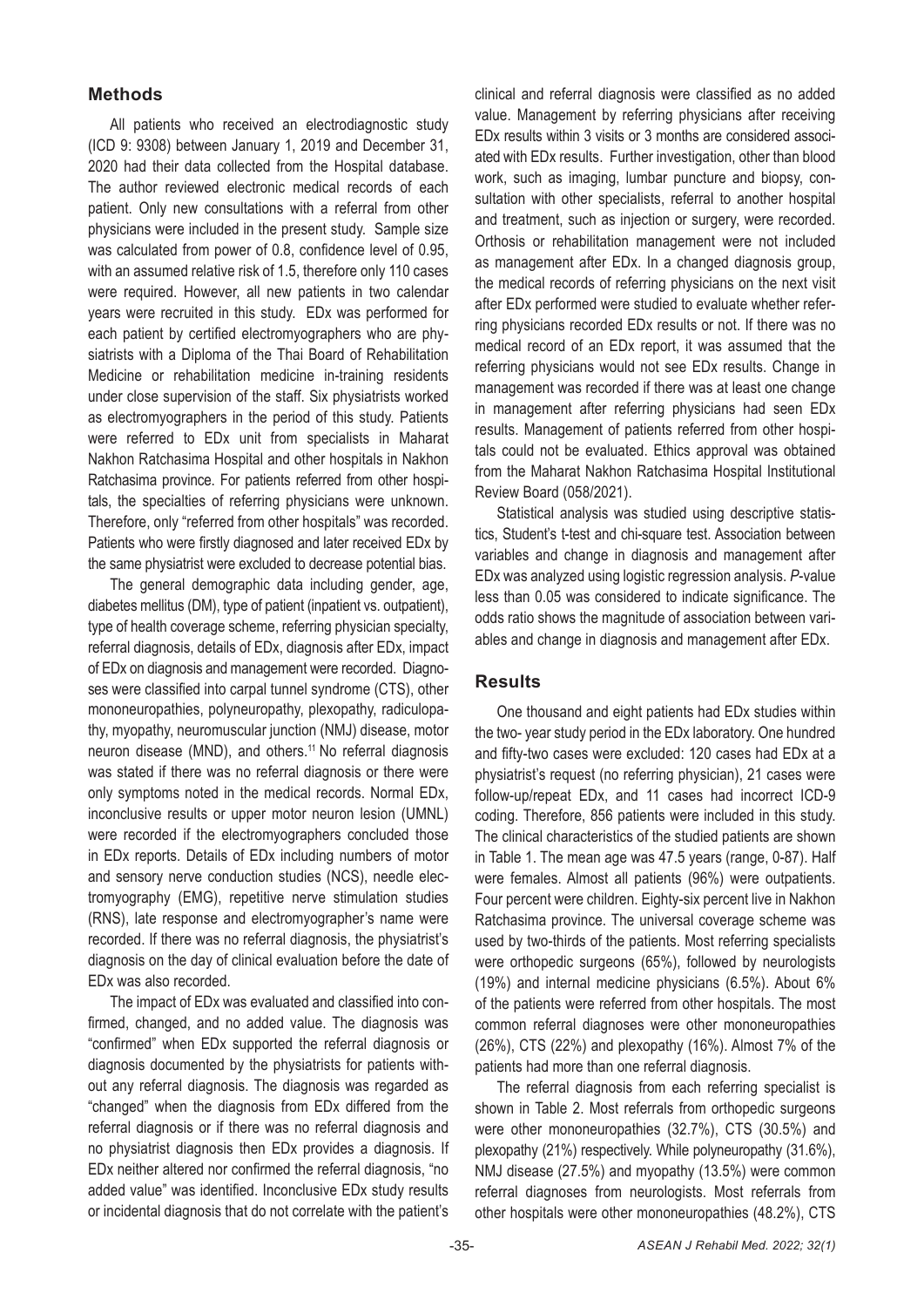## Methods

All patients who received an electrodiagnostic study (ICD 9: 9308) between January 1, 2019 and December 31, 2020 had their data collected from the Hospital database. The author reviewed electronic medical records of each patient. Only new consultations with a referral from other physicians were included in the present study. Sample size was calculated from power of 0.8, confidence level of 0.95, with an assumed relative risk of 1.5, therefore only 110 cases were required. However, all new patients in two calendar years were recruited in this study. EDx was performed for each patient by certified electromyographers who are physiatrists with a Diploma of the Thai Board of Rehabilitation Medicine or rehabilitation medicine in-training residents under close supervision of the staff. Six physiatrists worked as electromyographers in the period of this study. Patients were referred to EDx unit from specialists in Maharat Nakhon Ratchasima Hospital and other hospitals in Nakhon Ratchasima province. For patients referred from other hospitals, the specialties of referring physicians were unknown. Therefore, only "referred from other hospitals" was recorded. Patients who were firstly diagnosed and later received EDx by the same physiatrist were excluded to decrease potential bias.

The general demographic data including gender, age, diabetes mellitus (DM), type of patient (inpatient vs. outpatient), type of health coverage scheme, referring physician specialty, referral diagnosis, details of EDx, diagnosis after EDx, impact of EDx on diagnosis and management were recorded. Diagnoses were classified into carpal tunnel syndrome (CTS), other mononeuropathies, polyneuropathy, plexopathy, radiculopathy, myopathy, neuromuscular junction (NMJ) disease, motor neuron disease (MND), and others.[11] No referral diagnosis was stated if there was no referral diagnosis or there were only symptoms noted in the medical records. Normal EDx, inconclusive results or upper motor neuron lesion (UMNL) were recorded if the electromyographers concluded those in EDx reports. Details of EDx including numbers of motor and sensory nerve conduction studies (NCS), needle electromyography (EMG), repetitive nerve stimulation studies (RNS), late response and electromyographer's name were recorded. If there was no referral diagnosis, the physiatrist's diagnosis on the day of clinical evaluation before the date of EDx was also recorded.

The impact of EDx was evaluated and classified into confirmed, changed, and no added value. The diagnosis was "confirmed" when EDx supported the referral diagnosis or diagnosis documented by the physiatrists for patients without any referral diagnosis. The diagnosis was regarded as "changed" when the diagnosis from EDx differed from the referral diagnosis or if there was no referral diagnosis and no physiatrist diagnosis then EDx provides a diagnosis. If EDx neither altered nor confirmed the referral diagnosis, "no added value" was identified. Inconclusive EDx study results or incidental diagnosis that do not correlate with the patient's clinical and referral diagnosis were classified as no added value. Management by referring physicians after receiving EDx results within 3 visits or 3 months are considered associated with EDx results. Further investigation, other than blood work, such as imaging, lumbar puncture and biopsy, consultation with other specialists, referral to another hospital and treatment, such as injection or surgery, were recorded. Orthosis or rehabilitation management were not included as management after EDx. In a changed diagnosis group, the medical records of referring physicians on the next visit after EDx performed were studied to evaluate whether referring physicians recorded EDx results or not. If there was no medical record of an EDx report, it was assumed that the referring physicians would not see EDx results. Change in management was recorded if there was at least one change in management after referring physicians had seen EDx results. Management of patients referred from other hospitals could not be evaluated. Ethics approval was obtained from the Maharat Nakhon Ratchasima Hospital Institutional Review Board (058/2021).

Statistical analysis was studied using descriptive statistics, Student's t-test and chi-square test. Association between variables and change in diagnosis and management after EDx was analyzed using logistic regression analysis. *P*-value less than 0.05 was considered to indicate significance. The odds ratio shows the magnitude of association between variables and change in diagnosis and management after EDx.

## Results

One thousand and eight patients had EDx studies within the two- year study period in the EDx laboratory. One hundred and fifty-two cases were excluded: 120 cases had EDx at a physiatrist's request (no referring physician), 21 cases were follow-up/repeat EDx, and 11 cases had incorrect ICD-9 coding. Therefore, 856 patients were included in this study. The clinical characteristics of the studied patients are shown in Table 1. The mean age was 47.5 years (range, 0-87). Half were females. Almost all patients (96%) were outpatients. Four percent were children. Eighty-six percent live in Nakhon Ratchasima province. The universal coverage scheme was used by two-thirds of the patients. Most referring specialists were orthopedic surgeons (65%), followed by neurologists (19%) and internal medicine physicians (6.5%). About 6% of the patients were referred from other hospitals. The most common referral diagnoses were other mononeuropathies (26%), CTS (22%) and plexopathy (16%). Almost 7% of the patients had more than one referral diagnosis.

The referral diagnosis from each referring specialist is shown in Table 2. Most referrals from orthopedic surgeons were other mononeuropathies (32.7%), CTS (30.5%) and plexopathy (21%) respectively. While polyneuropathy (31.6%), NMJ disease (27.5%) and myopathy (13.5%) were common referral diagnoses from neurologists. Most referrals from other hospitals were other mononeuropathies (48.2%), CTS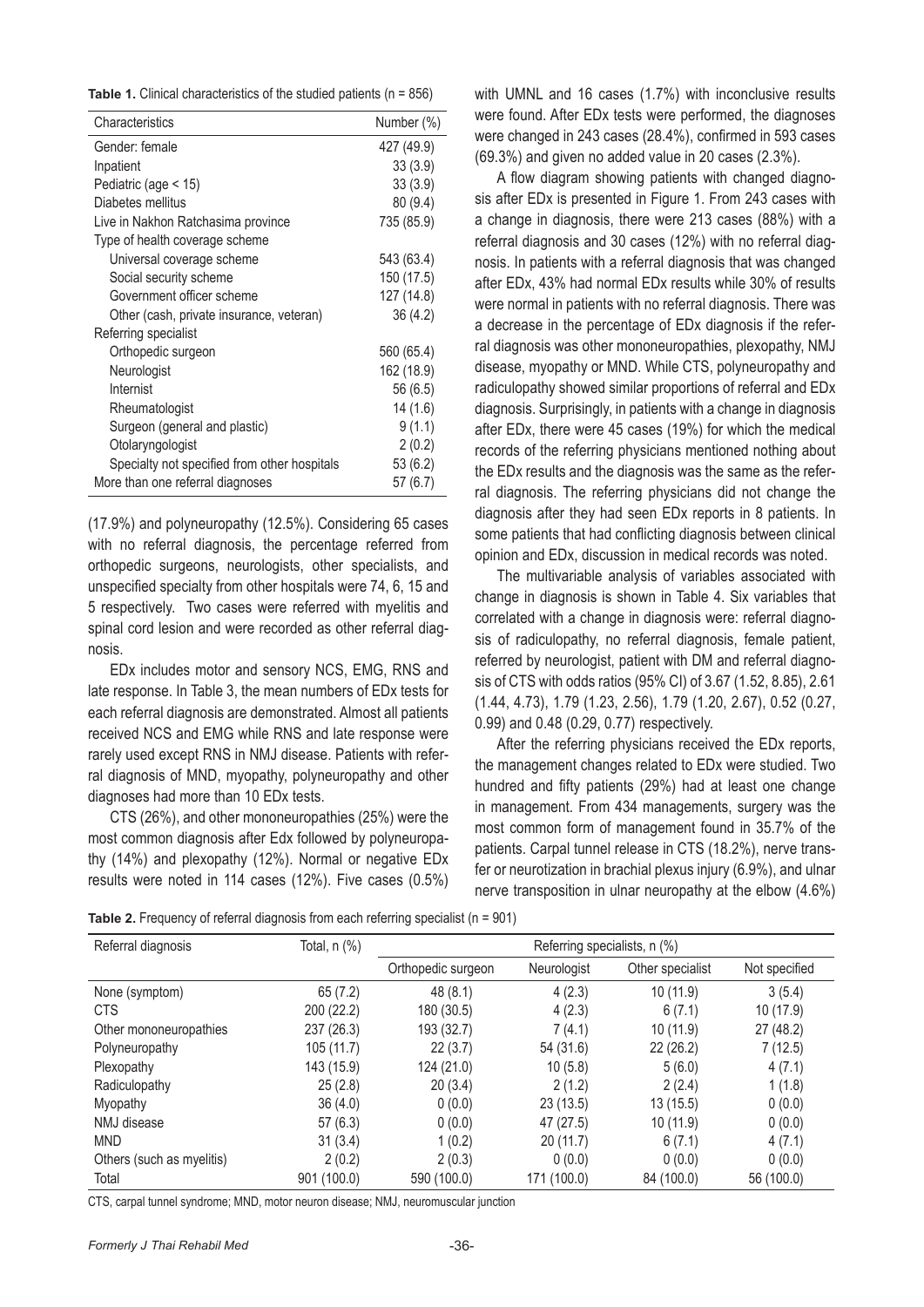**Table 1.** Clinical characteristics of the studied patients (n = 856)

| Characteristics | Number (%) |
|---|---|
| Gender: female | 427 (49.9) |
| Inpatient | 33 (3.9) |
| Pediatric (age < 15) | 33 (3.9) |
| Diabetes mellitus | 80 (9.4) |
| Live in Nakhon Ratchasima province | 735 (85.9) |
| Type of health coverage scheme | |
| Universal coverage scheme | 543 (63.4) |
| Social security scheme | 150 (17.5) |
| Government officer scheme | 127 (14.8) |
| Other (cash, private insurance, veteran) | 36 (4.2) |
| Referring specialist | |
| Orthopedic surgeon | 560 (65.4) |
| Neurologist | 162 (18.9) |
| Internist | 56 (6.5) |
| Rheumatologist | 14 (1.6) |
| Surgeon (general and plastic) | 9 (1.1) |
| Otolaryngologist | 2 (0.2) |
| Specialty not specified from other hospitals | 53 (6.2) |
| More than one referral diagnoses | 57 (6.7) |

(17.9%) and polyneuropathy (12.5%). Considering 65 cases with no referral diagnosis, the percentage referred from orthopedic surgeons, neurologists, other specialists, and unspecified specialty from other hospitals were 74, 6, 15 and 5 respectively. Two cases were referred with myelitis and spinal cord lesion and were recorded as other referral diagnosis.

EDx includes motor and sensory NCS, EMG, RNS and late response. In Table 3, the mean numbers of EDx tests for each referral diagnosis are demonstrated. Almost all patients received NCS and EMG while RNS and late response were rarely used except RNS in NMJ disease. Patients with referral diagnosis of MND, myopathy, polyneuropathy and other diagnoses had more than 10 EDx tests.

CTS (26%), and other mononeuropathies (25%) were the most common diagnosis after Edx followed by polyneuropathy (14%) and plexopathy (12%). Normal or negative EDx results were noted in 114 cases (12%). Five cases (0.5%) with UMNL and 16 cases (1.7%) with inconclusive results were found. After EDx tests were performed, the diagnoses were changed in 243 cases (28.4%), confirmed in 593 cases (69.3%) and given no added value in 20 cases (2.3%).

A flow diagram showing patients with changed diagnosis after EDx is presented in Figure 1. From 243 cases with a change in diagnosis, there were 213 cases (88%) with a referral diagnosis and 30 cases (12%) with no referral diagnosis. In patients with a referral diagnosis that was changed after EDx, 43% had normal EDx results while 30% of results were normal in patients with no referral diagnosis. There was a decrease in the percentage of EDx diagnosis if the referral diagnosis was other mononeuropathies, plexopathy, NMJ disease, myopathy or MND. While CTS, polyneuropathy and radiculopathy showed similar proportions of referral and EDx diagnosis. Surprisingly, in patients with a change in diagnosis after EDx, there were 45 cases (19%) for which the medical records of the referring physicians mentioned nothing about the EDx results and the diagnosis was the same as the referral diagnosis. The referring physicians did not change the diagnosis after they had seen EDx reports in 8 patients. In some patients that had conflicting diagnosis between clinical opinion and EDx, discussion in medical records was noted.

The multivariable analysis of variables associated with change in diagnosis is shown in Table 4. Six variables that correlated with a change in diagnosis were: referral diagnosis of radiculopathy, no referral diagnosis, female patient, referred by neurologist, patient with DM and referral diagnosis of CTS with odds ratios (95% CI) of 3.67 (1.52, 8.85), 2.61 (1.44, 4.73), 1.79 (1.23, 2.56), 1.79 (1.20, 2.67), 0.52 (0.27, 0.99) and 0.48 (0.29, 0.77) respectively.

After the referring physicians received the EDx reports, the management changes related to EDx were studied. Two hundred and fifty patients (29%) had at least one change in management. From 434 managements, surgery was the most common form of management found in 35.7% of the patients. Carpal tunnel release in CTS (18.2%), nerve transfer or neurotization in brachial plexus injury (6.9%), and ulnar nerve transposition in ulnar neuropathy at the elbow (4.6%)

**Table 2.** Frequency of referral diagnosis from each referring specialist (n = 901)

| Referral diagnosis | Total, n (%) | Referring specialists, n (%) | | | |
|---|---|---|---|---|---|
| | | Orthopedic surgeon | Neurologist | Other specialist | Not specified |
| None (symptom) | 65 (7.2) | 48 (8.1) | 4 (2.3) | 10 (11.9) | 3 (5.4) |
| CTS | 200 (22.2) | 180 (30.5) | 4 (2.3) | 6 (7.1) | 10 (17.9) |
| Other mononeuropathies | 237 (26.3) | 193 (32.7) | 7 (4.1) | 10 (11.9) | 27 (48.2) |
| Polyneuropathy | 105 (11.7) | 22 (3.7) | 54 (31.6) | 22 (26.2) | 7 (12.5) |
| Plexopathy | 143 (15.9) | 124 (21.0) | 10 (5.8) | 5 (6.0) | 4 (7.1) |
| Radiculopathy | 25 (2.8) | 20 (3.4) | 2 (1.2) | 2 (2.4) | 1 (1.8) |
| Myopathy | 36 (4.0) | 0 (0.0) | 23 (13.5) | 13 (15.5) | 0 (0.0) |
| NMJ disease | 57 (6.3) | 0 (0.0) | 47 (27.5) | 10 (11.9) | 0 (0.0) |
| MND | 31 (3.4) | 1 (0.2) | 20 (11.7) | 6 (7.1) | 4 (7.1) |
| Others (such as myelitis) | 2 (0.2) | 2 (0.3) | 0 (0.0) | 0 (0.0) | 0 (0.0) |
| Total | 901 (100.0) | 590 (100.0) | 171 (100.0) | 84 (100.0) | 56 (100.0) |

CTS, carpal tunnel syndrome; MND, motor neuron disease; NMJ, neuromuscular junction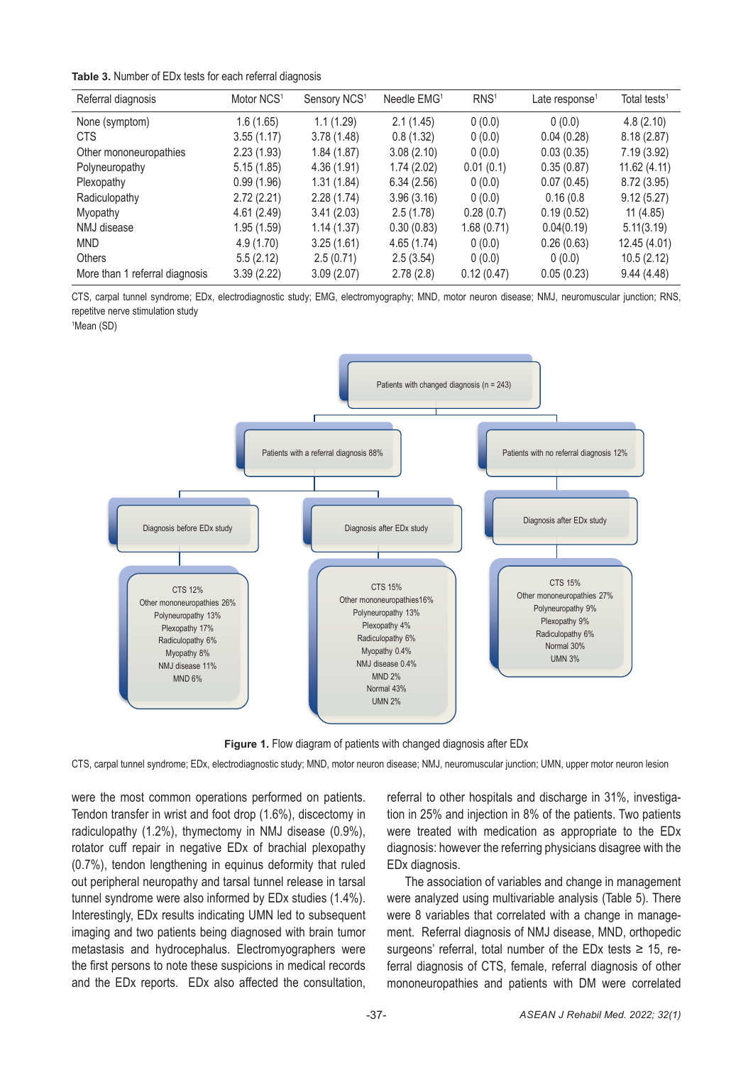**Table 3.** Number of EDx tests for each referral diagnosis

| Referral diagnosis | Motor NCS[1] | Sensory NCS[1] | Needle EMG[1] | RNS[1] | Late response[1] | Total tests[1] |
|---|---|---|---|---|---|---|
| None (symptom) | 1.6 (1.65) | 1.1 (1.29) | 2.1 (1.45) | 0 (0.0) | 0 (0.0) | 4.8 (2.10) |
| CTS | 3.55 (1.17) | 3.78 (1.48) | 0.8 (1.32) | 0 (0.0) | 0.04 (0.28) | 8.18 (2.87) |
| Other mononeuropathies | 2.23 (1.93) | 1.84 (1.87) | 3.08 (2.10) | 0 (0.0) | 0.03 (0.35) | 7.19 (3.92) |
| Polyneuropathy | 5.15 (1.85) | 4.36 (1.91) | 1.74 (2.02) | 0.01 (0.1) | 0.35 (0.87) | 11.62 (4.11) |
| Plexopathy | 0.99 (1.96) | 1.31 (1.84) | 6.34 (2.56) | 0 (0.0) | 0.07 (0.45) | 8.72 (3.95) |
| Radiculopathy | 2.72 (2.21) | 2.28 (1.74) | 3.96 (3.16) | 0 (0.0) | 0.16 (0.8 | 9.12 (5.27) |
| Myopathy | 4.61 (2.49) | 3.41 (2.03) | 2.5 (1.78) | 0.28 (0.7) | 0.19 (0.52) | 11 (4.85) |
| NMJ disease | 1.95 (1.59) | 1.14 (1.37) | 0.30 (0.83) | 1.68 (0.71) | 0.04(0.19) | 5.11(3.19) |
| MND | 4.9 (1.70) | 3.25 (1.61) | 4.65 (1.74) | 0 (0.0) | 0.26 (0.63) | 12.45 (4.01) |
| Others | 5.5 (2.12) | 2.5 (0.71) | 2.5 (3.54) | 0 (0.0) | 0 (0.0) | 10.5 (2.12) |
| More than 1 referral diagnosis | 3.39 (2.22) | 3.09 (2.07) | 2.78 (2.8) | 0.12 (0.47) | 0.05 (0.23) | 9.44 (4.48) |

CTS, carpal tunnel syndrome; EDx, electrodiagnostic study; EMG, electromyography; MND, motor neuron disease; NMJ, neuromuscular junction; RNS, repetitve nerve stimulation study

[1]Mean (SD)

- Patients with changed diagnosis (n = 243)
  - Patients with a referral diagnosis 88%
    - Diagnosis before EDx study: CTS 12%, Other mononeuropathies 26%, Polyneuropathy 13%, Plexopathy 17%, Radiculopathy 6%, Myopathy 8%, NMJ disease 11%, MND 6%
    - Diagnosis after EDx study: CTS 15%, Other mononeuropathies16%, Polyneuropathy 13%, Plexopathy 4%, Radiculopathy 6%, Myopathy 0.4%, NMJ disease 0.4%, MND 2%, Normal 43%, UMN 2%
  - Patients with no referral diagnosis 12%
    - Diagnosis after EDx study: CTS 15%, Other mononeuropathies 27%, Polyneuropathy 9%, Plexopathy 9%, Radiculopathy 6%, Normal 30%, UMN 3%

**Figure 1.** Flow diagram of patients with changed diagnosis after EDx

CTS, carpal tunnel syndrome; EDx, electrodiagnostic study; MND, motor neuron disease; NMJ, neuromuscular junction; UMN, upper motor neuron lesion

were the most common operations performed on patients. Tendon transfer in wrist and foot drop (1.6%), discectomy in radiculopathy (1.2%), thymectomy in NMJ disease (0.9%), rotator cuff repair in negative EDx of brachial plexopathy (0.7%), tendon lengthening in equinus deformity that ruled out peripheral neuropathy and tarsal tunnel release in tarsal tunnel syndrome were also informed by EDx studies (1.4%). Interestingly, EDx results indicating UMN led to subsequent imaging and two patients being diagnosed with brain tumor metastasis and hydrocephalus. Electromyographers were the first persons to note these suspicions in medical records and the EDx reports. EDx also affected the consultation, referral to other hospitals and discharge in 31%, investigation in 25% and injection in 8% of the patients. Two patients were treated with medication as appropriate to the EDx diagnosis: however the referring physicians disagree with the EDx diagnosis.

The association of variables and change in management were analyzed using multivariable analysis (Table 5). There were 8 variables that correlated with a change in management. Referral diagnosis of NMJ disease, MND, orthopedic surgeons' referral, total number of the EDx tests ≥ 15, referral diagnosis of CTS, female, referral diagnosis of other mononeuropathies and patients with DM were correlated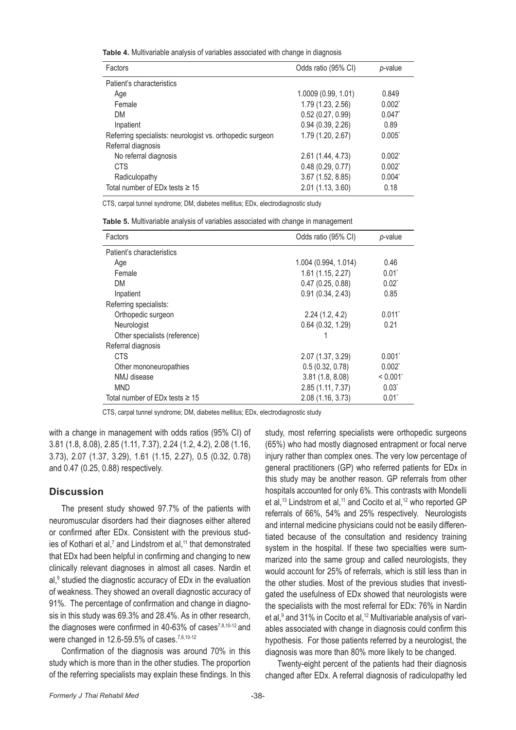**Table 4.** Multivariable analysis of variables associated with change in diagnosis

| Factors | Odds ratio (95% CI) | *p*-value |
|---|---|---|
| Patient's characteristics | | |
| Age | 1.0009 (0.99, 1.01) | 0.849 |
| Female | 1.79 (1.23, 2.56) | 0.002* |
| DM | 0.52 (0.27, 0.99) | 0.047* |
| Inpatient | 0.94 (0.39, 2.26) | 0.89 |
| Referring specialists: neurologist vs. orthopedic surgeon | 1.79 (1.20, 2.67) | 0.005* |
| Referral diagnosis | | |
| No referral diagnosis | 2.61 (1.44, 4.73) | 0.002* |
| CTS | 0.48 (0.29, 0.77) | 0.002* |
| Radiculopathy | 3.67 (1.52, 8.85) | 0.004* |
| Total number of EDx tests ≥ 15 | 2.01 (1.13, 3.60) | 0.18 |

CTS, carpal tunnel syndrome; DM, diabetes mellitus; EDx, electrodiagnostic study

**Table 5.** Multivariable analysis of variables associated with change in management

| Factors | Odds ratio (95% CI) | *p*-value |
|---|---|---|
| Patient's characteristics | | |
| Age | 1.004 (0.994, 1.014) | 0.46 |
| Female | 1.61 (1.15, 2.27) | 0.01* |
| DM | 0.47 (0.25, 0.88) | 0.02* |
| Inpatient | 0.91 (0.34, 2.43) | 0.85 |
| Referring specialists: | | |
| Orthopedic surgeon | 2.24 (1.2, 4.2) | 0.011* |
| Neurologist | 0.64 (0.32, 1.29) | 0.21 |
| Other specialists (reference) | 1 | |
| Referral diagnosis | | |
| CTS | 2.07 (1.37, 3.29) | 0.001* |
| Other mononeuropathies | 0.5 (0.32, 0.78) | 0.002* |
| NMJ disease | 3.81 (1.8, 8.08) | < 0.001* |
| MND | 2.85 (1.11, 7.37) | 0.03* |
| Total number of EDx tests ≥ 15 | 2.08 (1.16, 3.73) | 0.01* |

CTS, carpal tunnel syndrome; DM, diabetes mellitus; EDx, electrodiagnostic study

with a change in management with odds ratios (95% CI) of 3.81 (1.8, 8.08), 2.85 (1.11, 7.37), 2.24 (1.2, 4.2), 2.08 (1.16, 3.73), 2.07 (1.37, 3.29), 1.61 (1.15, 2.27), 0.5 (0.32, 0.78) and 0.47 (0.25, 0.88) respectively.

## Discussion

The present study showed 97.7% of the patients with neuromuscular disorders had their diagnoses either altered or confirmed after EDx. Consistent with the previous studies of Kothari et al,[7] and Lindstrom et al,[11] that demonstrated that EDx had been helpful in confirming and changing to new clinically relevant diagnoses in almost all cases. Nardin et al,[9] studied the diagnostic accuracy of EDx in the evaluation of weakness. They showed an overall diagnostic accuracy of 91%. The percentage of confirmation and change in diagnosis in this study was 69.3% and 28.4%. As in other research, the diagnoses were confirmed in 40-63% of cases[7,8,10-12] and were changed in 12.6-59.5% of cases.[7,8,10-12]

Confirmation of the diagnosis was around 70% in this study which is more than in the other studies. The proportion of the referring specialists may explain these findings. In this study, most referring specialists were orthopedic surgeons (65%) who had mostly diagnosed entrapment or focal nerve injury rather than complex ones. The very low percentage of general practitioners (GP) who referred patients for EDx in this study may be another reason. GP referrals from other hospitals accounted for only 6%. This contrasts with Mondelli et al,[13] Lindstrom et al,[11] and Cocito et al,[12] who reported GP referrals of 66%, 54% and 25% respectively. Neurologists and internal medicine physicians could not be easily differentiated because of the consultation and residency training system in the hospital. If these two specialties were summarized into the same group and called neurologists, they would account for 25% of referrals, which is still less than in the other studies. Most of the previous studies that investigated the usefulness of EDx showed that neurologists were the specialists with the most referral for EDx: 76% in Nardin et al,[9] and 31% in Cocito et al,[12] Multivariable analysis of variables associated with change in diagnosis could confirm this hypothesis. For those patients referred by a neurologist, the diagnosis was more than 80% more likely to be changed.

Twenty-eight percent of the patients had their diagnosis changed after EDx. A referral diagnosis of radiculopathy led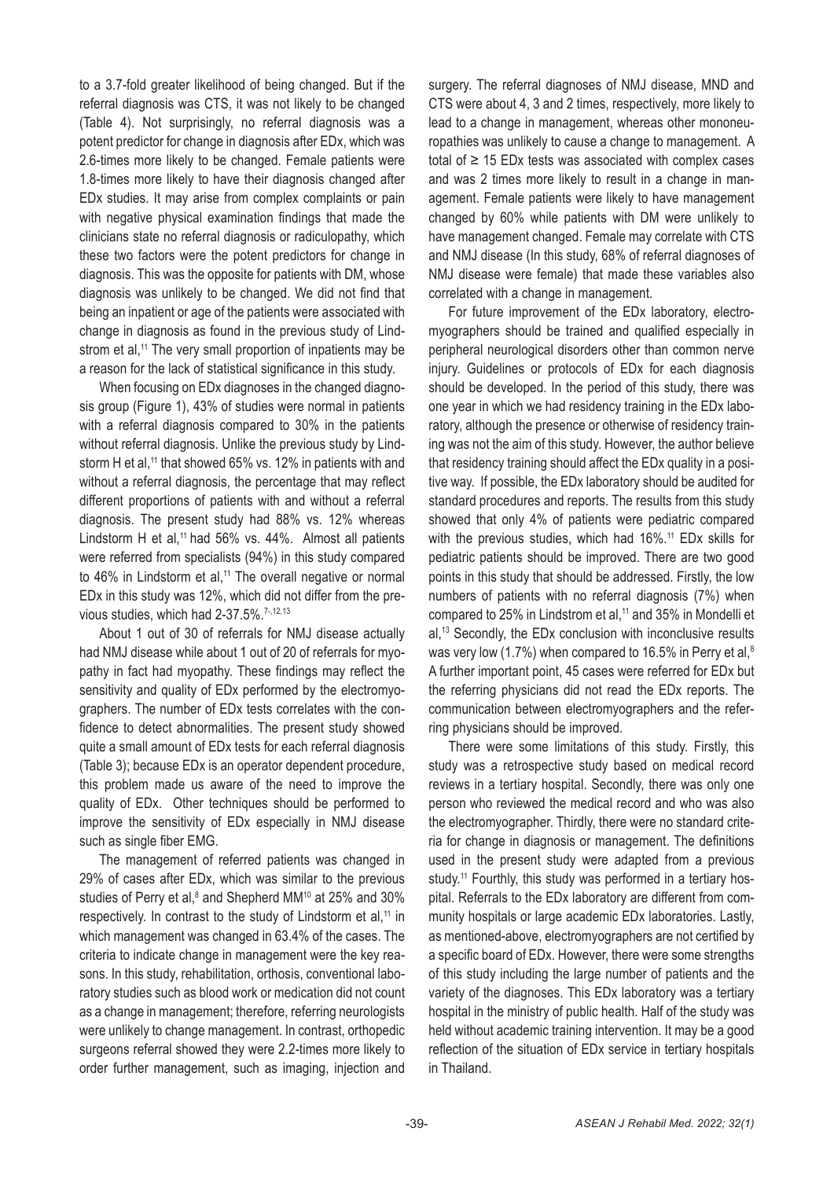to a 3.7-fold greater likelihood of being changed. But if the referral diagnosis was CTS, it was not likely to be changed (Table 4). Not surprisingly, no referral diagnosis was a potent predictor for change in diagnosis after EDx, which was 2.6-times more likely to be changed. Female patients were 1.8-times more likely to have their diagnosis changed after EDx studies. It may arise from complex complaints or pain with negative physical examination findings that made the clinicians state no referral diagnosis or radiculopathy, which these two factors were the potent predictors for change in diagnosis. This was the opposite for patients with DM, whose diagnosis was unlikely to be changed. We did not find that being an inpatient or age of the patients were associated with change in diagnosis as found in the previous study of Lindstrom et al,[11] The very small proportion of inpatients may be a reason for the lack of statistical significance in this study.

When focusing on EDx diagnoses in the changed diagnosis group (Figure 1), 43% of studies were normal in patients with a referral diagnosis compared to 30% in the patients without referral diagnosis. Unlike the previous study by Lindstorm H et al,[11] that showed 65% vs. 12% in patients with and without a referral diagnosis, the percentage that may reflect different proportions of patients with and without a referral diagnosis. The present study had 88% vs. 12% whereas Lindstorm H et al,[11] had 56% vs. 44%. Almost all patients were referred from specialists (94%) in this study compared to 46% in Lindstorm et al,[11] The overall negative or normal EDx in this study was 12%, which did not differ from the previous studies, which had 2-37.5%.[7-,12,13]

About 1 out of 30 of referrals for NMJ disease actually had NMJ disease while about 1 out of 20 of referrals for myopathy in fact had myopathy. These findings may reflect the sensitivity and quality of EDx performed by the electromyographers. The number of EDx tests correlates with the confidence to detect abnormalities. The present study showed quite a small amount of EDx tests for each referral diagnosis (Table 3); because EDx is an operator dependent procedure, this problem made us aware of the need to improve the quality of EDx. Other techniques should be performed to improve the sensitivity of EDx especially in NMJ disease such as single fiber EMG.

The management of referred patients was changed in 29% of cases after EDx, which was similar to the previous studies of Perry et al,[8] and Shepherd MM[10] at 25% and 30% respectively. In contrast to the study of Lindstorm et al,[11] in which management was changed in 63.4% of the cases. The criteria to indicate change in management were the key reasons. In this study, rehabilitation, orthosis, conventional laboratory studies such as blood work or medication did not count as a change in management; therefore, referring neurologists were unlikely to change management. In contrast, orthopedic surgeons referral showed they were 2.2-times more likely to order further management, such as imaging, injection and surgery. The referral diagnoses of NMJ disease, MND and CTS were about 4, 3 and 2 times, respectively, more likely to lead to a change in management, whereas other mononeuropathies was unlikely to cause a change to management. A total of ≥ 15 EDx tests was associated with complex cases and was 2 times more likely to result in a change in management. Female patients were likely to have management changed by 60% while patients with DM were unlikely to have management changed. Female may correlate with CTS and NMJ disease (In this study, 68% of referral diagnoses of NMJ disease were female) that made these variables also correlated with a change in management.

For future improvement of the EDx laboratory, electromyographers should be trained and qualified especially in peripheral neurological disorders other than common nerve injury. Guidelines or protocols of EDx for each diagnosis should be developed. In the period of this study, there was one year in which we had residency training in the EDx laboratory, although the presence or otherwise of residency training was not the aim of this study. However, the author believe that residency training should affect the EDx quality in a positive way. If possible, the EDx laboratory should be audited for standard procedures and reports. The results from this study showed that only 4% of patients were pediatric compared with the previous studies, which had 16%.[11] EDx skills for pediatric patients should be improved. There are two good points in this study that should be addressed. Firstly, the low numbers of patients with no referral diagnosis (7%) when compared to 25% in Lindstrom et al,[11] and 35% in Mondelli et al,[13] Secondly, the EDx conclusion with inconclusive results was very low (1.7%) when compared to 16.5% in Perry et al,[8] A further important point, 45 cases were referred for EDx but the referring physicians did not read the EDx reports. The communication between electromyographers and the referring physicians should be improved.

There were some limitations of this study. Firstly, this study was a retrospective study based on medical record reviews in a tertiary hospital. Secondly, there was only one person who reviewed the medical record and who was also the electromyographer. Thirdly, there were no standard criteria for change in diagnosis or management. The definitions used in the present study were adapted from a previous study.[11] Fourthly, this study was performed in a tertiary hospital. Referrals to the EDx laboratory are different from community hospitals or large academic EDx laboratories. Lastly, as mentioned-above, electromyographers are not certified by a specific board of EDx. However, there were some strengths of this study including the large number of patients and the variety of the diagnoses. This EDx laboratory was a tertiary hospital in the ministry of public health. Half of the study was held without academic training intervention. It may be a good reflection of the situation of EDx service in tertiary hospitals in Thailand.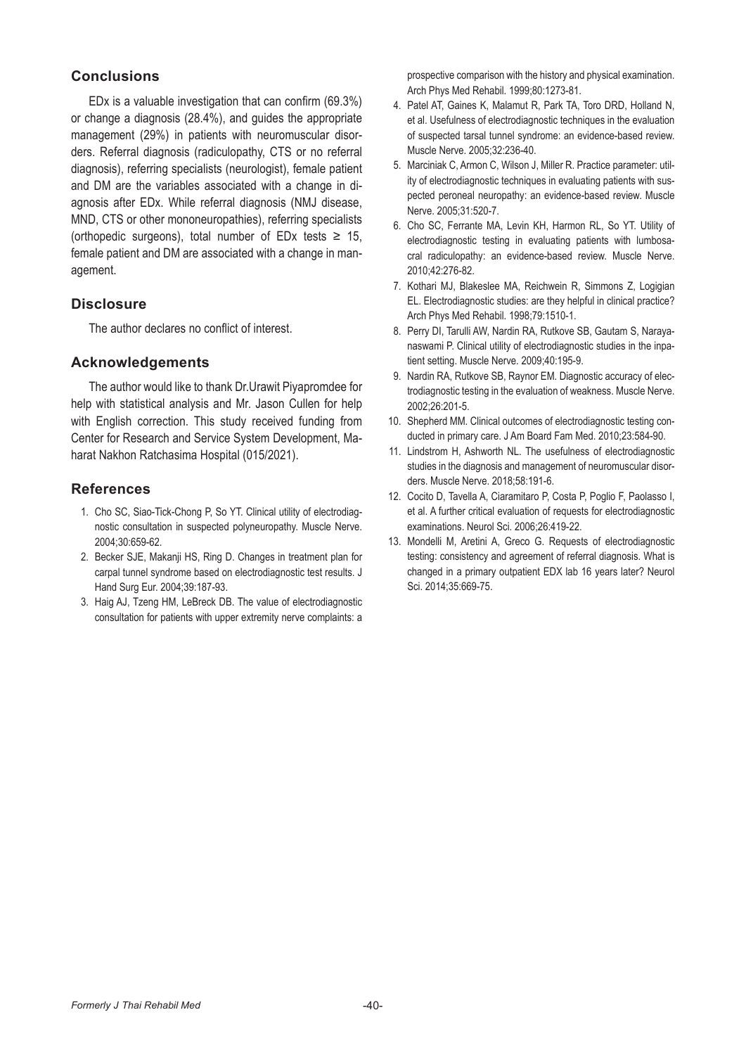## Conclusions

EDx is a valuable investigation that can confirm (69.3%) or change a diagnosis (28.4%), and guides the appropriate management (29%) in patients with neuromuscular disorders. Referral diagnosis (radiculopathy, CTS or no referral diagnosis), referring specialists (neurologist), female patient and DM are the variables associated with a change in diagnosis after EDx. While referral diagnosis (NMJ disease, MND, CTS or other mononeuropathies), referring specialists (orthopedic surgeons), total number of EDx tests ≥ 15, female patient and DM are associated with a change in management.

## Disclosure

The author declares no conflict of interest.

## Acknowledgements

The author would like to thank Dr.Urawit Piyapromdee for help with statistical analysis and Mr. Jason Cullen for help with English correction. This study received funding from Center for Research and Service System Development, Maharat Nakhon Ratchasima Hospital (015/2021).

## References

1. Cho SC, Siao-Tick-Chong P, So YT. Clinical utility of electrodiagnostic consultation in suspected polyneuropathy. Muscle Nerve. 2004;30:659-62.
2. Becker SJE, Makanji HS, Ring D. Changes in treatment plan for carpal tunnel syndrome based on electrodiagnostic test results. J Hand Surg Eur. 2004;39:187-93.
3. Haig AJ, Tzeng HM, LeBreck DB. The value of electrodiagnostic consultation for patients with upper extremity nerve complaints: a prospective comparison with the history and physical examination. Arch Phys Med Rehabil. 1999;80:1273-81.
4. Patel AT, Gaines K, Malamut R, Park TA, Toro DRD, Holland N, et al. Usefulness of electrodiagnostic techniques in the evaluation of suspected tarsal tunnel syndrome: an evidence-based review. Muscle Nerve. 2005;32:236-40.
5. Marciniak C, Armon C, Wilson J, Miller R. Practice parameter: utility of electrodiagnostic techniques in evaluating patients with suspected peroneal neuropathy: an evidence-based review. Muscle Nerve. 2005;31:520-7.
6. Cho SC, Ferrante MA, Levin KH, Harmon RL, So YT. Utility of electrodiagnostic testing in evaluating patients with lumbosacral radiculopathy: an evidence-based review. Muscle Nerve. 2010;42:276-82.
7. Kothari MJ, Blakeslee MA, Reichwein R, Simmons Z, Logigian EL. Electrodiagnostic studies: are they helpful in clinical practice? Arch Phys Med Rehabil. 1998;79:1510-1.
8. Perry DI, Tarulli AW, Nardin RA, Rutkove SB, Gautam S, Narayanaswami P. Clinical utility of electrodiagnostic studies in the inpatient setting. Muscle Nerve. 2009;40:195-9.
9. Nardin RA, Rutkove SB, Raynor EM. Diagnostic accuracy of electrodiagnostic testing in the evaluation of weakness. Muscle Nerve. 2002;26:201-5.
10. Shepherd MM. Clinical outcomes of electrodiagnostic testing conducted in primary care. J Am Board Fam Med. 2010;23:584-90.
11. Lindstrom H, Ashworth NL. The usefulness of electrodiagnostic studies in the diagnosis and management of neuromuscular disorders. Muscle Nerve. 2018;58:191-6.
12. Cocito D, Tavella A, Ciaramitaro P, Costa P, Poglio F, Paolasso I, et al. A further critical evaluation of requests for electrodiagnostic examinations. Neurol Sci. 2006;26:419-22.
13. Mondelli M, Aretini A, Greco G. Requests of electrodiagnostic testing: consistency and agreement of referral diagnosis. What is changed in a primary outpatient EDX lab 16 years later? Neurol Sci. 2014;35:669-75.